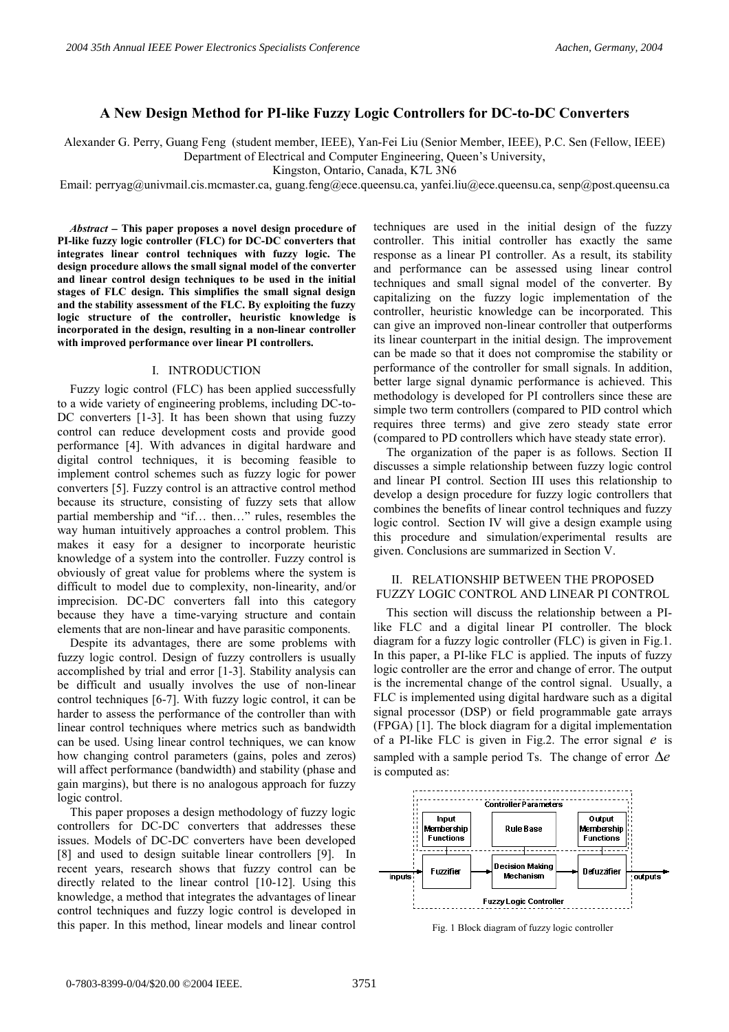# A New Design Method for PI-like Fuzzy Logic Controllers for DC-to-DC Converters

Alexander G. Perry, Guang Feng (student member, IEEE), Yan-Fei Liu (Senior Member, IEEE), P.C. Sen (Fellow, IEEE)
Department of Electrical and Computer Engineering, Queen's University,
Kingston, Ontario, Canada, K7L 3N6
Email: perryag@univmail.cis.mcmaster.ca, guang.feng@ece.queensu.ca, yanfei.liu@ece.queensu.ca, senp@post.queensu.ca

***Abstract* – This paper proposes a novel design procedure of PI-like fuzzy logic controller (FLC) for DC-DC converters that integrates linear control techniques with fuzzy logic. The design procedure allows the small signal model of the converter and linear control design techniques to be used in the initial stages of FLC design. This simplifies the small signal design and the stability assessment of the FLC. By exploiting the fuzzy logic structure of the controller, heuristic knowledge is incorporated in the design, resulting in a non-linear controller with improved performance over linear PI controllers.**

## I. INTRODUCTION

Fuzzy logic control (FLC) has been applied successfully to a wide variety of engineering problems, including DC-to-DC converters [1-3]. It has been shown that using fuzzy control can reduce development costs and provide good performance [4]. With advances in digital hardware and digital control techniques, it is becoming feasible to implement control schemes such as fuzzy logic for power converters [5]. Fuzzy control is an attractive control method because its structure, consisting of fuzzy sets that allow partial membership and "if… then…" rules, resembles the way human intuitively approaches a control problem. This makes it easy for a designer to incorporate heuristic knowledge of a system into the controller. Fuzzy control is obviously of great value for problems where the system is difficult to model due to complexity, non-linearity, and/or imprecision. DC-DC converters fall into this category because they have a time-varying structure and contain elements that are non-linear and have parasitic components.

Despite its advantages, there are some problems with fuzzy logic control. Design of fuzzy controllers is usually accomplished by trial and error [1-3]. Stability analysis can be difficult and usually involves the use of non-linear control techniques [6-7]. With fuzzy logic control, it can be harder to assess the performance of the controller than with linear control techniques where metrics such as bandwidth can be used. Using linear control techniques, we can know how changing control parameters (gains, poles and zeros) will affect performance (bandwidth) and stability (phase and gain margins), but there is no analogous approach for fuzzy logic control.

This paper proposes a design methodology of fuzzy logic controllers for DC-DC converters that addresses these issues. Models of DC-DC converters have been developed [8] and used to design suitable linear controllers [9]. In recent years, research shows that fuzzy control can be directly related to the linear control [10-12]. Using this knowledge, a method that integrates the advantages of linear control techniques and fuzzy logic control is developed in this paper. In this method, linear models and linear control techniques are used in the initial design of the fuzzy controller. This initial controller has exactly the same response as a linear PI controller. As a result, its stability and performance can be assessed using linear control techniques and small signal model of the converter. By capitalizing on the fuzzy logic implementation of the controller, heuristic knowledge can be incorporated. This can give an improved non-linear controller that outperforms its linear counterpart in the initial design. The improvement can be made so that it does not compromise the stability or performance of the controller for small signals. In addition, better large signal dynamic performance is achieved. This methodology is developed for PI controllers since these are simple two term controllers (compared to PID control which requires three terms) and give zero steady state error (compared to PD controllers which have steady state error).

The organization of the paper is as follows. Section II discusses a simple relationship between fuzzy logic control and linear PI control. Section III uses this relationship to develop a design procedure for fuzzy logic controllers that combines the benefits of linear control techniques and fuzzy logic control. Section IV will give a design example using this procedure and simulation/experimental results are given. Conclusions are summarized in Section V.

## II. RELATIONSHIP BETWEEN THE PROPOSED FUZZY LOGIC CONTROL AND LINEAR PI CONTROL

This section will discuss the relationship between a PI-like FLC and a digital linear PI controller. The block diagram for a fuzzy logic controller (FLC) is given in Fig.1. In this paper, a PI-like FLC is applied. The inputs of fuzzy logic controller are the error and change of error. The output is the incremental change of the control signal. Usually, a FLC is implemented using digital hardware such as a digital signal processor (DSP) or field programmable gate arrays (FPGA) [1]. The block diagram for a digital implementation of a PI-like FLC is given in Fig.2. The error signal $e$ is sampled with a sample period Ts. The change of error $\Delta e$ is computed as:

Fig. 1 Block diagram of fuzzy logic controller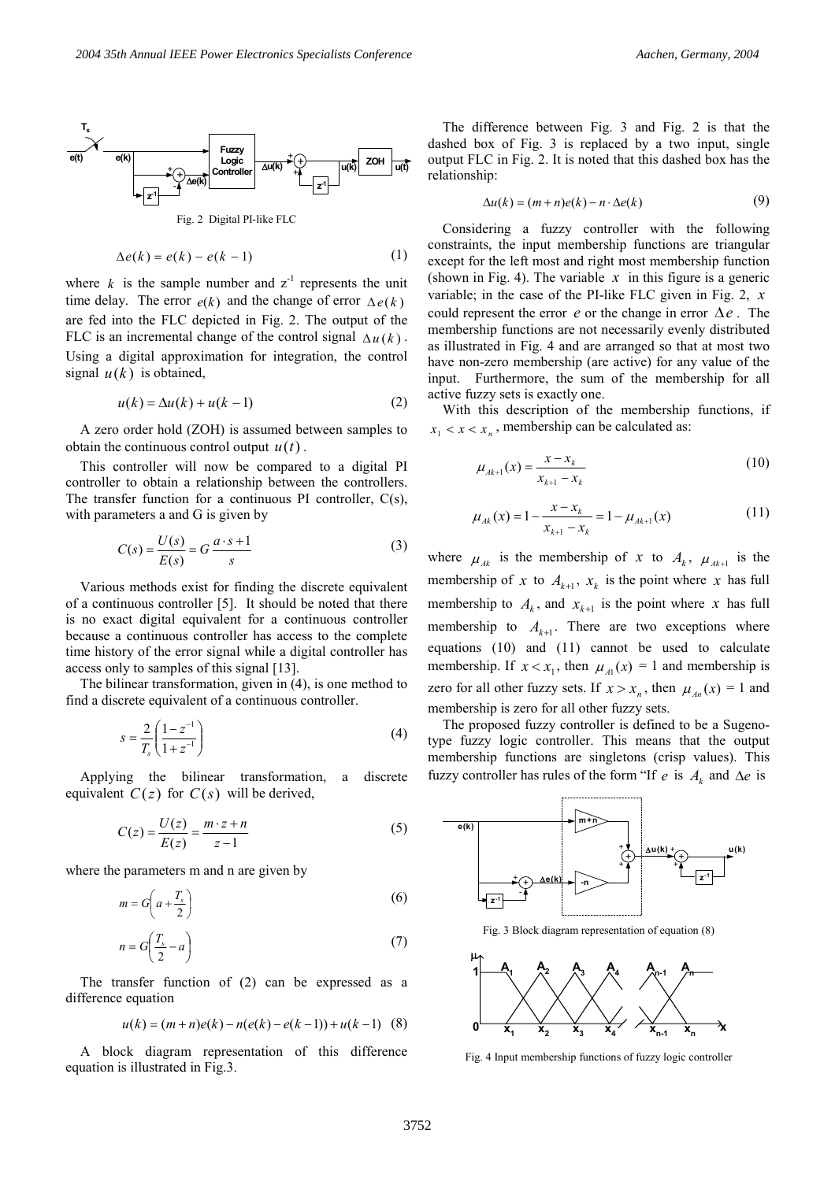Fig. 2 Digital PI-like FLC

$$\Delta e(k) = e(k) - e(k-1) \tag{1}$$

where $k$ is the sample number and $z^{-1}$ represents the unit time delay. The error $e(k)$ and the change of error $\Delta e(k)$ are fed into the FLC depicted in Fig. 2. The output of the FLC is an incremental change of the control signal $\Delta u(k)$. Using a digital approximation for integration, the control signal $u(k)$ is obtained,

$$u(k) = \Delta u(k) + u(k-1) \tag{2}$$

A zero order hold (ZOH) is assumed between samples to obtain the continuous control output $u(t)$.

This controller will now be compared to a digital PI controller to obtain a relationship between the controllers. The transfer function for a continuous PI controller, C(s), with parameters a and G is given by

$$C(s) = \frac{U(s)}{E(s)} = G\frac{a \cdot s + 1}{s} \tag{3}$$

Various methods exist for finding the discrete equivalent of a continuous controller [5]. It should be noted that there is no exact digital equivalent for a continuous controller because a continuous controller has access to the complete time history of the error signal while a digital controller has access only to samples of this signal [13].

The bilinear transformation, given in (4), is one method to find a discrete equivalent of a continuous controller.

$$s = \frac{2}{T_s}\left(\frac{1-z^{-1}}{1+z^{-1}}\right) \tag{4}$$

Applying the bilinear transformation, a discrete equivalent $C(z)$ for $C(s)$ will be derived,

$$C(z) = \frac{U(z)}{E(z)} = \frac{m \cdot z + n}{z - 1} \tag{5}$$

where the parameters m and n are given by

$$m = G\left(a + \frac{T_s}{2}\right) \tag{6}$$

$$n = G\left(\frac{T_s}{2} - a\right) \tag{7}$$

The transfer function of (2) can be expressed as a difference equation

$$u(k) = (m+n)e(k) - n(e(k) - e(k-1)) + u(k-1) \tag{8}$$

A block diagram representation of this difference equation is illustrated in Fig.3.

The difference between Fig. 3 and Fig. 2 is that the dashed box of Fig. 3 is replaced by a two input, single output FLC in Fig. 2. It is noted that this dashed box has the relationship:

$$\Delta u(k) = (m+n)e(k) - n \cdot \Delta e(k) \tag{9}$$

Considering a fuzzy controller with the following constraints, the input membership functions are triangular except for the left most and right most membership function (shown in Fig. 4). The variable $x$ in this figure is a generic variable; in the case of the PI-like FLC given in Fig. 2, $x$ could represent the error $e$ or the change in error $\Delta e$. The membership functions are not necessarily evenly distributed as illustrated in Fig. 4 and are arranged so that at most two have non-zero membership (are active) for any value of the input. Furthermore, the sum of the membership for all active fuzzy sets is exactly one.

With this description of the membership functions, if $x_1 < x < x_n$, membership can be calculated as:

$$\mu_{Ak+1}(x) = \frac{x - x_k}{x_{k+1} - x_k} \tag{10}$$

$$\mu_{Ak}(x) = 1 - \frac{x - x_k}{x_{k+1} - x_k} = 1 - \mu_{Ak+1}(x) \tag{11}$$

where $\mu_{Ak}$ is the membership of $x$ to $A_k$, $\mu_{Ak+1}$ is the membership of $x$ to $A_{k+1}$, $x_k$ is the point where $x$ has full membership to $A_k$, and $x_{k+1}$ is the point where $x$ has full membership to $A_{k+1}$. There are two exceptions where equations (10) and (11) cannot be used to calculate membership. If $x < x_1$, then $\mu_{A1}(x)$ = 1 and membership is zero for all other fuzzy sets. If $x > x_n$, then $\mu_{An}(x)$ = 1 and membership is zero for all other fuzzy sets.

The proposed fuzzy controller is defined to be a Sugeno-type fuzzy logic controller. This means that the output membership functions are singletons (crisp values). This fuzzy controller has rules of the form "If $e$ is $A_k$ and $\Delta e$ is

Fig. 3 Block diagram representation of equation (8)

Fig. 4 Input membership functions of fuzzy logic controller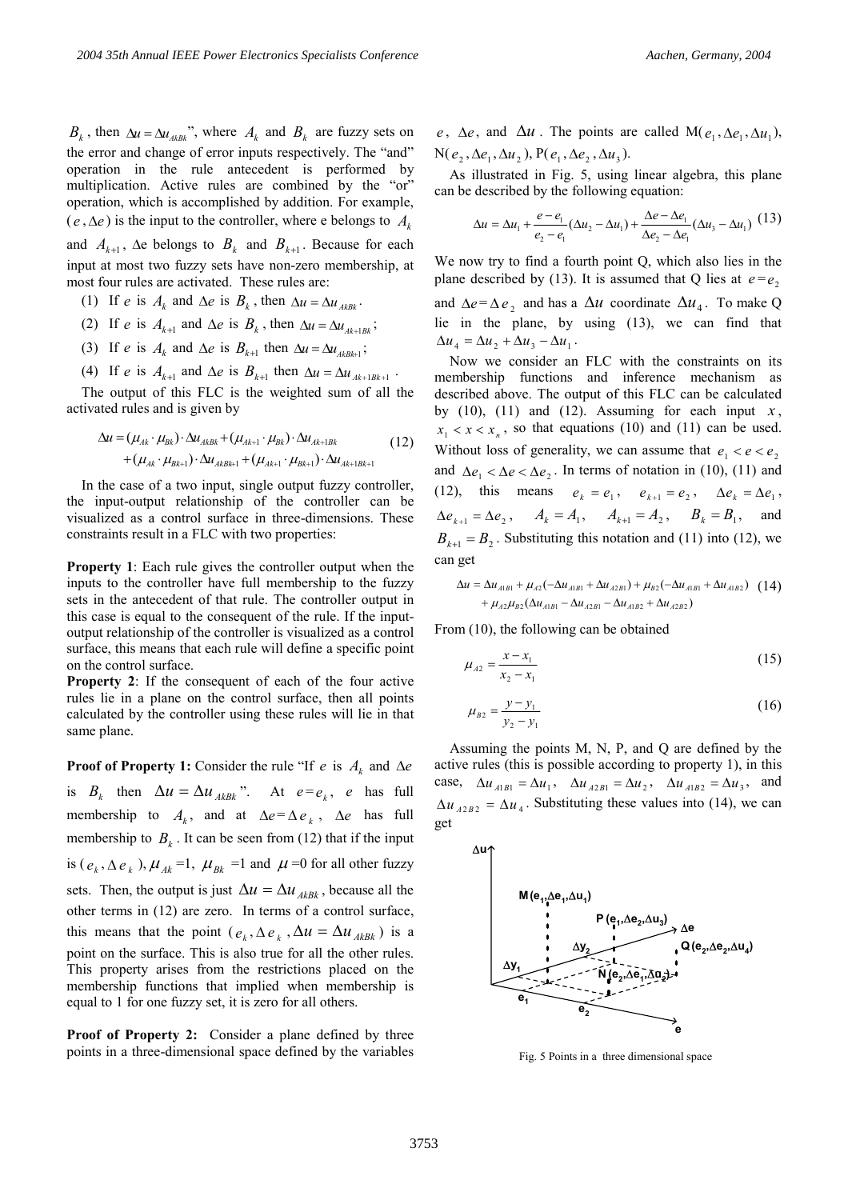$B_k$, then $\Delta u = \Delta u_{AkBk}$", where $A_k$ and $B_k$ are fuzzy sets on the error and change of error inputs respectively. The "and" operation in the rule antecedent is performed by multiplication. Active rules are combined by the "or" operation, which is accomplished by addition. For example, ($e$, $\Delta e$) is the input to the controller, where e belongs to $A_k$ and $A_{k+1}$, $\Delta$e belongs to $B_k$ and $B_{k+1}$. Because for each input at most two fuzzy sets have non-zero membership, at most four rules are activated. These rules are:

(1) If $e$ is $A_k$ and $\Delta e$ is $B_k$, then $\Delta u = \Delta u_{AkBk}$.

(2) If $e$ is $A_{k+1}$ and $\Delta e$ is $B_k$, then $\Delta u = \Delta u_{Ak+1Bk}$;

(3) If $e$ is $A_k$ and $\Delta e$ is $B_{k+1}$ then $\Delta u = \Delta u_{AkBk+1}$;

(4) If $e$ is $A_{k+1}$ and $\Delta e$ is $B_{k+1}$ then $\Delta u = \Delta u_{Ak+1Bk+1}$.

The output of this FLC is the weighted sum of all the activated rules and is given by

$$\Delta u = (\mu_{Ak} \cdot \mu_{Bk}) \cdot \Delta u_{AkBk} + (\mu_{Ak+1} \cdot \mu_{Bk}) \cdot \Delta u_{Ak+1Bk} + (\mu_{Ak} \cdot \mu_{Bk+1}) \cdot \Delta u_{AkBk+1} + (\mu_{Ak+1} \cdot \mu_{Bk+1}) \cdot \Delta u_{Ak+1Bk+1} \quad (12)$$

In the case of a two input, single output fuzzy controller, the input-output relationship of the controller can be visualized as a control surface in three-dimensions. These constraints result in a FLC with two properties:

**Property 1**: Each rule gives the controller output when the inputs to the controller have full membership to the fuzzy sets in the antecedent of that rule. The controller output in this case is equal to the consequent of the rule. If the input-output relationship of the controller is visualized as a control surface, this means that each rule will define a specific point on the control surface.

**Property 2**: If the consequent of each of the four active rules lie in a plane on the control surface, then all points calculated by the controller using these rules will lie in that same plane.

**Proof of Property 1:** Consider the rule "If $e$ is $A_k$ and $\Delta e$ is $B_k$ then $\Delta u = \Delta u_{AkBk}$". At $e = e_k$, $e$ has full membership to $A_k$, and at $\Delta e = \Delta e_k$, $\Delta e$ has full membership to $B_k$. It can be seen from (12) that if the input is ($e_k$, $\Delta e_k$), $\mu_{Ak}$ =1, $\mu_{Bk}$ =1 and $\mu$ =0 for all other fuzzy sets. Then, the output is just $\Delta u = \Delta u_{AkBk}$, because all the other terms in (12) are zero. In terms of a control surface, this means that the point ($e_k$, $\Delta e_k$, $\Delta u = \Delta u_{AkBk}$) is a point on the surface. This is also true for all the other rules. This property arises from the restrictions placed on the membership functions that implied when membership is equal to 1 for one fuzzy set, it is zero for all others.

**Proof of Property 2:** Consider a plane defined by three points in a three-dimensional space defined by the variables $e$, $\Delta e$, and $\Delta u$. The points are called M($e_1$, $\Delta e_1$, $\Delta u_1$), N($e_2$, $\Delta e_1$, $\Delta u_2$), P($e_1$, $\Delta e_2$, $\Delta u_3$).

As illustrated in Fig. 5, using linear algebra, this plane can be described by the following equation:

$$\Delta u = \Delta u_1 + \frac{e - e_1}{e_2 - e_1}(\Delta u_2 - \Delta u_1) + \frac{\Delta e - \Delta e_1}{\Delta e_2 - \Delta e_1}(\Delta u_3 - \Delta u_1) \quad (13)$$

We now try to find a fourth point Q, which also lies in the plane described by (13). It is assumed that Q lies at $e = e_2$ and $\Delta e = \Delta e_2$ and has a $\Delta u$ coordinate $\Delta u_4$. To make Q lie in the plane, by using (13), we can find that $\Delta u_4 = \Delta u_2 + \Delta u_3 - \Delta u_1$.

Now we consider an FLC with the constraints on its membership functions and inference mechanism as described above. The output of this FLC can be calculated by (10), (11) and (12). Assuming for each input $x$, $x_1 < x < x_n$, so that equations (10) and (11) can be used. Without loss of generality, we can assume that $e_1 < e < e_2$ and $\Delta e_1 < \Delta e < \Delta e_2$. In terms of notation in (10), (11) and (12), this means $e_k = e_1$, $e_{k+1} = e_2$, $\Delta e_k = \Delta e_1$, $\Delta e_{k+1} = \Delta e_2$, $A_k = A_1$, $A_{k+1} = A_2$, $B_k = B_1$, and $B_{k+1} = B_2$. Substituting this notation and (11) into (12), we can get

$$\Delta u = \Delta u_{A1B1} + \mu_{A2}(-\Delta u_{A1B1} + \Delta u_{A2B1}) + \mu_{B2}(-\Delta u_{A1B1} + \Delta u_{A1B2}) + \mu_{A2}\mu_{B2}(\Delta u_{A1B1} - \Delta u_{A2B1} - \Delta u_{A1B2} + \Delta u_{A2B2}) \quad (14)$$

From (10), the following can be obtained

$$\mu_{A2} = \frac{x - x_1}{x_2 - x_1} \quad (15)$$

$$\mu_{B2} = \frac{y - y_1}{y_2 - y_1} \quad (16)$$

Assuming the points M, N, P, and Q are defined by the active rules (this is possible according to property 1), in this case, $\Delta u_{A1B1} = \Delta u_1$, $\Delta u_{A2B1} = \Delta u_2$, $\Delta u_{A1B2} = \Delta u_3$, and $\Delta u_{A2B2} = \Delta u_4$. Substituting these values into (14), we can get

Fig. 5 Points in a three dimensional space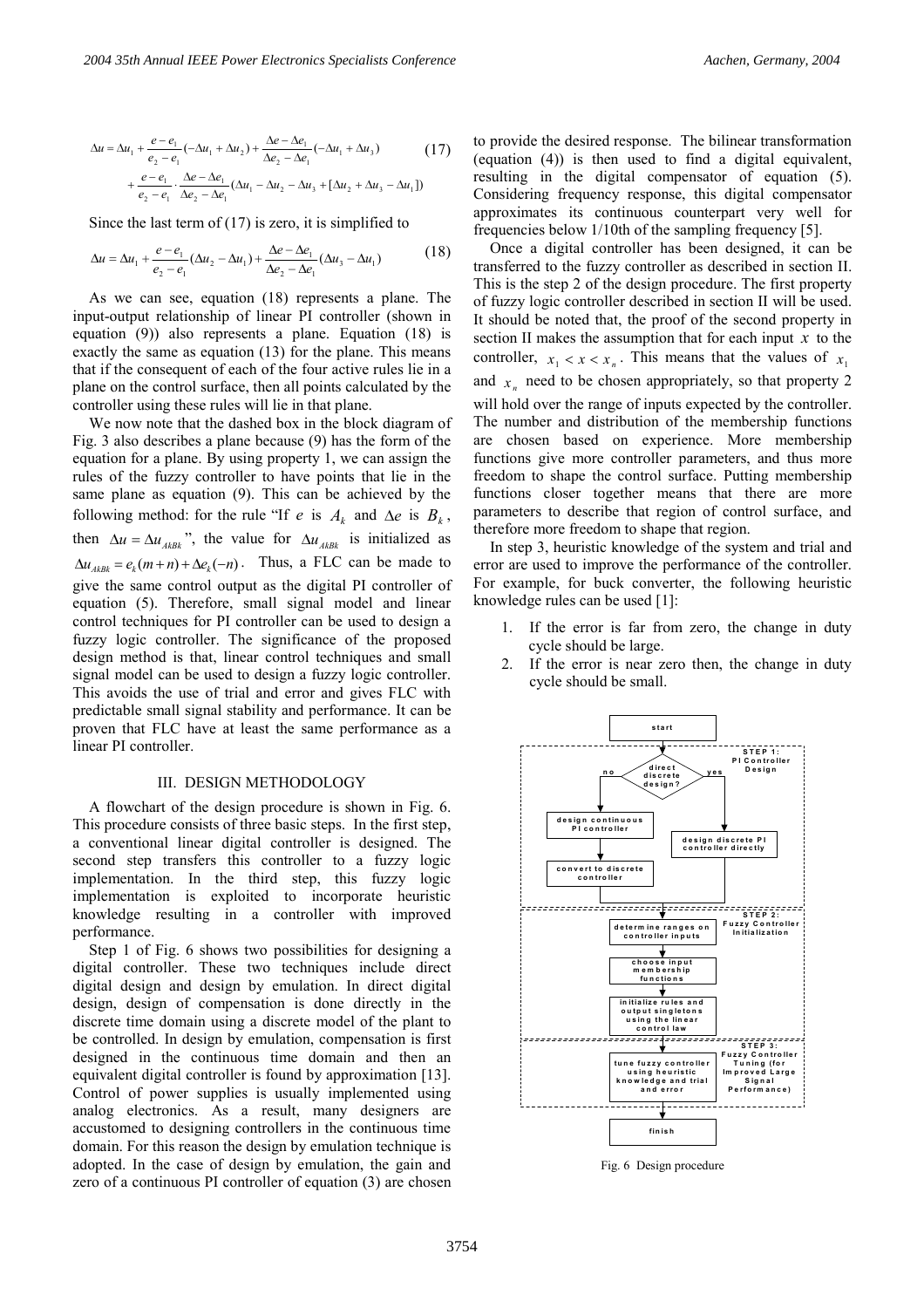$$\Delta u = \Delta u_1 + \frac{e - e_1}{e_2 - e_1}(-\Delta u_1 + \Delta u_2) + \frac{\Delta e - \Delta e_1}{\Delta e_2 - \Delta e_1}(-\Delta u_1 + \Delta u_3) \tag{17}$$
$$+ \frac{e - e_1}{e_2 - e_1} \cdot \frac{\Delta e - \Delta e_1}{\Delta e_2 - \Delta e_1}(\Delta u_1 - \Delta u_2 - \Delta u_3 + [\Delta u_2 + \Delta u_3 - \Delta u_1])$$

Since the last term of (17) is zero, it is simplified to

$$\Delta u = \Delta u_1 + \frac{e - e_1}{e_2 - e_1}(\Delta u_2 - \Delta u_1) + \frac{\Delta e - \Delta e_1}{\Delta e_2 - \Delta e_1}(\Delta u_3 - \Delta u_1) \tag{18}$$

As we can see, equation (18) represents a plane. The input-output relationship of linear PI controller (shown in equation (9)) also represents a plane. Equation (18) is exactly the same as equation (13) for the plane. This means that if the consequent of each of the four active rules lie in a plane on the control surface, then all points calculated by the controller using these rules will lie in that plane.

We now note that the dashed box in the block diagram of Fig. 3 also describes a plane because (9) has the form of the equation for a plane. By using property 1, we can assign the rules of the fuzzy controller to have points that lie in the same plane as equation (9). This can be achieved by the following method: for the rule "If $e$ is $A_k$ and $\Delta e$ is $B_k$, then $\Delta u = \Delta u_{AkBk}$", the value for $\Delta u_{AkBk}$ is initialized as $\Delta u_{AkBk} = e_k(m+n) + \Delta e_k(-n)$. Thus, a FLC can be made to give the same control output as the digital PI controller of equation (5). Therefore, small signal model and linear control techniques for PI controller can be used to design a fuzzy logic controller. The significance of the proposed design method is that, linear control techniques and small signal model can be used to design a fuzzy logic controller. This avoids the use of trial and error and gives FLC with predictable small signal stability and performance. It can be proven that FLC have at least the same performance as a linear PI controller.

## III. DESIGN METHODOLOGY

A flowchart of the design procedure is shown in Fig. 6. This procedure consists of three basic steps. In the first step, a conventional linear digital controller is designed. The second step transfers this controller to a fuzzy logic implementation. In the third step, this fuzzy logic implementation is exploited to incorporate heuristic knowledge resulting in a controller with improved performance.

Step 1 of Fig. 6 shows two possibilities for designing a digital controller. These two techniques include direct digital design and design by emulation. In direct digital design, design of compensation is done directly in the discrete time domain using a discrete model of the plant to be controlled. In design by emulation, compensation is first designed in the continuous time domain and then an equivalent digital controller is found by approximation [13]. Control of power supplies is usually implemented using analog electronics. As a result, many designers are accustomed to designing controllers in the continuous time domain. For this reason the design by emulation technique is adopted. In the case of design by emulation, the gain and zero of a continuous PI controller of equation (3) are chosen to provide the desired response. The bilinear transformation (equation (4)) is then used to find a digital equivalent, resulting in the digital compensator of equation (5). Considering frequency response, this digital compensator approximates its continuous counterpart very well for frequencies below 1/10th of the sampling frequency [5].

Once a digital controller has been designed, it can be transferred to the fuzzy controller as described in section II. This is the step 2 of the design procedure. The first property of fuzzy logic controller described in section II will be used. It should be noted that, the proof of the second property in section II makes the assumption that for each input $x$ to the controller, $x_1 < x < x_n$. This means that the values of $x_1$ and $x_n$ need to be chosen appropriately, so that property 2 will hold over the range of inputs expected by the controller. The number and distribution of the membership functions are chosen based on experience. More membership functions give more controller parameters, and thus more freedom to shape the control surface. Putting membership functions closer together means that there are more parameters to describe that region of control surface, and therefore more freedom to shape that region.

In step 3, heuristic knowledge of the system and trial and error are used to improve the performance of the controller. For example, for buck converter, the following heuristic knowledge rules can be used [1]:

1. If the error is far from zero, the change in duty cycle should be large.
2. If the error is near zero then, the change in duty cycle should be small.

start → STEP 1: PI Controller Design — direct discrete design? (no: design continuous PI controller → convert to discrete controller; yes: design discrete PI controller directly) → STEP 2: Fuzzy Controller Initialization — determine ranges on controller inputs → choose input membership functions → initialize rules and output singletons using the linear control law → STEP 3: Fuzzy Controller Tuning (for Improved Large Signal Performance) — tune fuzzy controller using heuristic knowledge and trial and error → finish

Fig. 6 Design procedure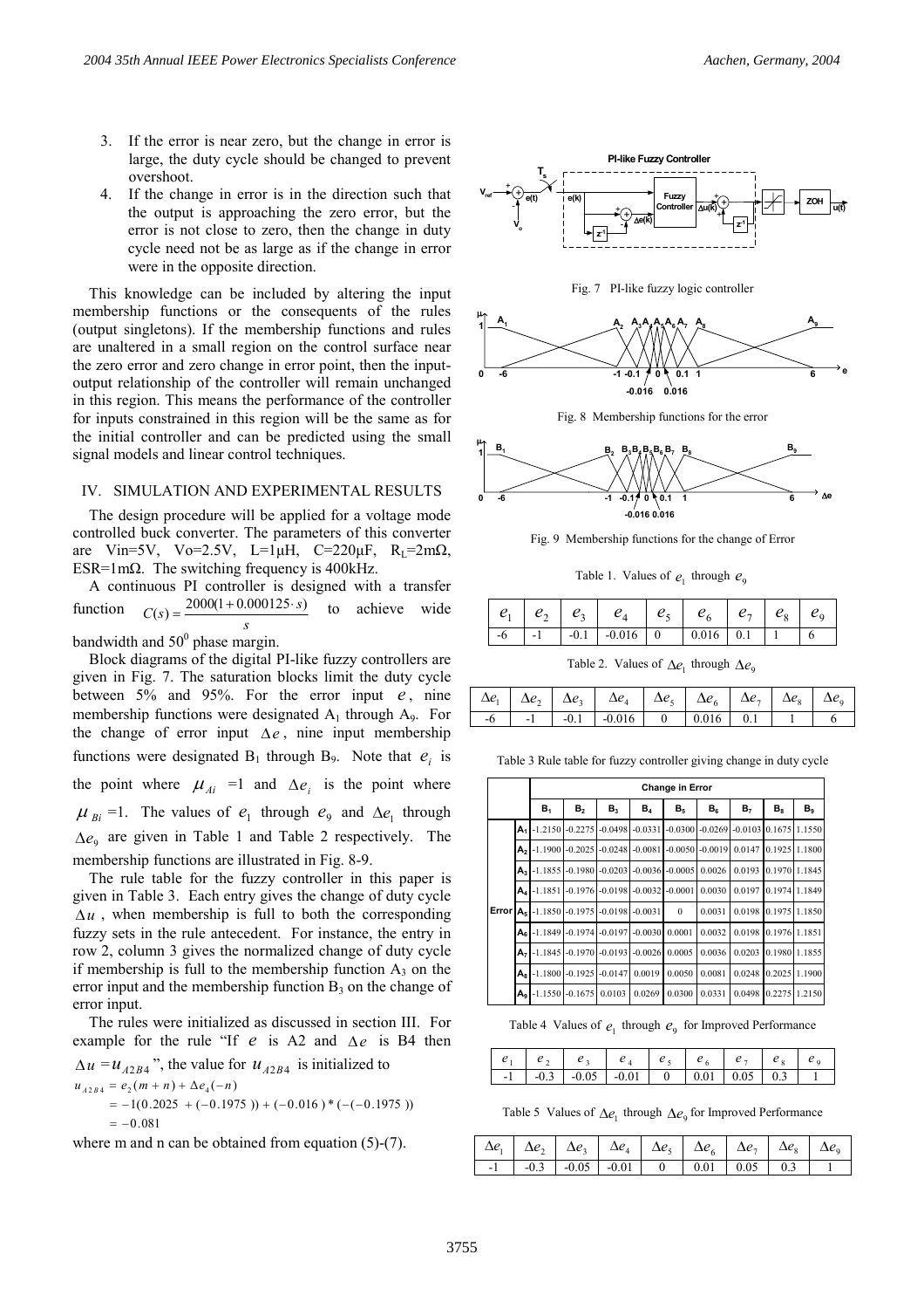3. If the error is near zero, but the change in error is large, the duty cycle should be changed to prevent overshoot.
4. If the change in error is in the direction such that the output is approaching the zero error, but the error is not close to zero, then the change in duty cycle need not be as large as if the change in error were in the opposite direction.

This knowledge can be included by altering the input membership functions or the consequents of the rules (output singletons). If the membership functions and rules are unaltered in a small region on the control surface near the zero error and zero change in error point, then the input-output relationship of the controller will remain unchanged in this region. This means the performance of the controller for inputs constrained in this region will be the same as for the initial controller and can be predicted using the small signal models and linear control techniques.

## IV. SIMULATION AND EXPERIMENTAL RESULTS

The design procedure will be applied for a voltage mode controlled buck converter. The parameters of this converter are Vin=5V, Vo=2.5V, L=1μH, C=220μF, $R_L$=2mΩ, ESR=1mΩ. The switching frequency is 400kHz.

A continuous PI controller is designed with a transfer function $C(s) = \frac{2000(1+0.000125 \cdot s)}{s}$ to achieve wide bandwidth and $50^0$ phase margin.

Block diagrams of the digital PI-like fuzzy controllers are given in Fig. 7. The saturation blocks limit the duty cycle between 5% and 95%. For the error input $e$, nine membership functions were designated $A_1$ through $A_9$. For the change of error input $\Delta e$, nine input membership functions were designated $B_1$ through $B_9$. Note that $e_i$ is the point where $\mu_{Ai}$ =1 and $\Delta e_i$ is the point where $\mu_{Bi}$ =1. The values of $e_1$ through $e_9$ and $\Delta e_1$ through $\Delta e_9$ are given in Table 1 and Table 2 respectively. The membership functions are illustrated in Fig. 8-9.

The rule table for the fuzzy controller in this paper is given in Table 3. Each entry gives the change of duty cycle $\Delta u$, when membership is full to both the corresponding fuzzy sets in the rule antecedent. For instance, the entry in row 2, column 3 gives the normalized change of duty cycle if membership is full to the membership function $A_3$ on the error input and the membership function $B_3$ on the change of error input.

The rules were initialized as discussed in section III. For example for the rule "If $e$ is A2 and $\Delta e$ is B4 then $\Delta u = u_{A2B4}$", the value for $u_{A2B4}$ is initialized to

$$
\begin{aligned}
u_{A2B4} &= e_2(m+n) + \Delta e_4(-n) \\
&= -1(0.2025 + (-0.1975)) + (-0.016)*(-(-0.1975)) \\
&= -0.081
\end{aligned}
$$

where m and n can be obtained from equation (5)-(7).

Fig. 7 PI-like fuzzy logic controller

Fig. 8 Membership functions for the error

Fig. 9 Membership functions for the change of Error

Table 1. Values of $e_1$ through $e_9$

| $e_1$ | $e_2$ | $e_3$ | $e_4$ | $e_5$ | $e_6$ | $e_7$ | $e_8$ | $e_9$ |
|---|---|---|---|---|---|---|---|---|
| -6 | -1 | -0.1 | -0.016 | 0 | 0.016 | 0.1 | 1 | 6 |

Table 2. Values of $\Delta e_1$ through $\Delta e_9$

| $\Delta e_1$ | $\Delta e_2$ | $\Delta e_3$ | $\Delta e_4$ | $\Delta e_5$ | $\Delta e_6$ | $\Delta e_7$ | $\Delta e_8$ | $\Delta e_9$ |
|---|---|---|---|---|---|---|---|---|
| -6 | -1 | -0.1 | -0.016 | 0 | 0.016 | 0.1 | 1 | 6 |

Table 3 Rule table for fuzzy controller giving change in duty cycle

| | | Change in Error | | | | | | | | |
|---|---|---|---|---|---|---|---|---|---|---|
| | | $B_1$ | $B_2$ | $B_3$ | $B_4$ | $B_5$ | $B_6$ | $B_7$ | $B_8$ | $B_9$ |
| Error | $A_1$ | -1.2150 | -0.2275 | -0.0498 | -0.0331 | -0.0300 | -0.0269 | -0.0103 | 0.1675 | 1.1550 |
| | $A_2$ | -1.1900 | -0.2025 | -0.0248 | -0.0081 | -0.0050 | -0.0019 | 0.0147 | 0.1925 | 1.1800 |
| | $A_3$ | -1.1855 | -0.1980 | -0.0203 | -0.0036 | -0.0005 | 0.0026 | 0.0193 | 0.1970 | 1.1845 |
| | $A_4$ | -1.1851 | -0.1976 | -0.0198 | -0.0032 | -0.0001 | 0.0030 | 0.0197 | 0.1974 | 1.1849 |
| | $A_5$ | -1.1850 | -0.1975 | -0.0198 | -0.0031 | 0 | 0.0031 | 0.0198 | 0.1975 | 1.1850 |
| | $A_6$ | -1.1849 | -0.1974 | -0.0197 | -0.0030 | 0.0001 | 0.0032 | 0.0198 | 0.1976 | 1.1851 |
| | $A_7$ | -1.1845 | -0.1970 | -0.0193 | -0.0026 | 0.0005 | 0.0036 | 0.0203 | 0.1980 | 1.1855 |
| | $A_8$ | -1.1800 | -0.1925 | -0.0147 | 0.0019 | 0.0050 | 0.0081 | 0.0248 | 0.2025 | 1.1900 |
| | $A_9$ | -1.1550 | -0.1675 | 0.0103 | 0.0269 | 0.0300 | 0.0331 | 0.0498 | 0.2275 | 1.2150 |

Table 4 Values of $e_1$ through $e_9$ for Improved Performance

| $e_1$ | $e_2$ | $e_3$ | $e_4$ | $e_5$ | $e_6$ | $e_7$ | $e_8$ | $e_9$ |
|---|---|---|---|---|---|---|---|---|
| -1 | -0.3 | -0.05 | -0.01 | 0 | 0.01 | 0.05 | 0.3 | 1 |

Table 5 Values of $\Delta e_1$ through $\Delta e_9$ for Improved Performance

| $\Delta e_1$ | $\Delta e_2$ | $\Delta e_3$ | $\Delta e_4$ | $\Delta e_5$ | $\Delta e_6$ | $\Delta e_7$ | $\Delta e_8$ | $\Delta e_9$ |
|---|---|---|---|---|---|---|---|---|
| -1 | -0.3 | -0.05 | -0.01 | 0 | 0.01 | 0.05 | 0.3 | 1 |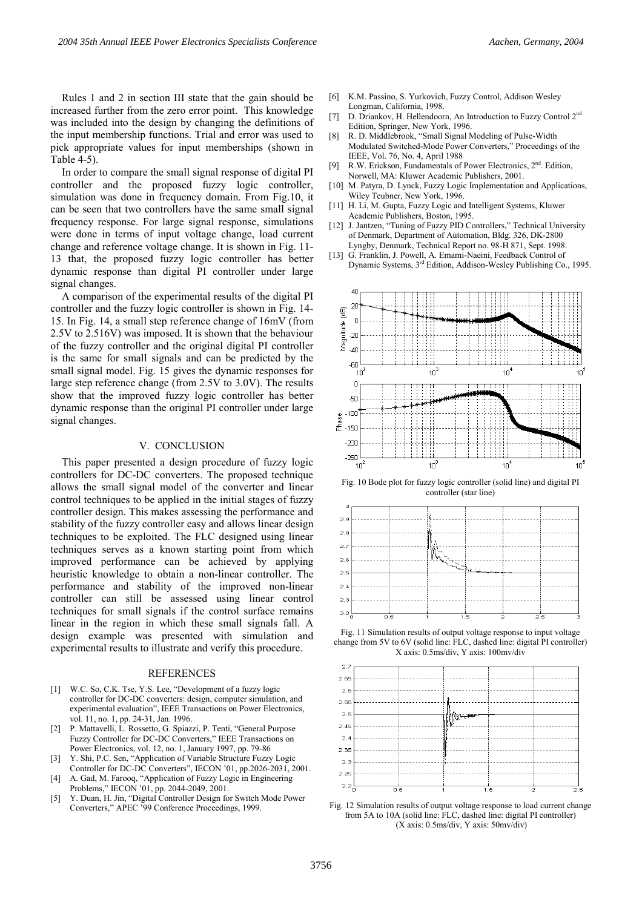Rules 1 and 2 in section III state that the gain should be increased further from the zero error point. This knowledge was included into the design by changing the definitions of the input membership functions. Trial and error was used to pick appropriate values for input memberships (shown in Table 4-5).

In order to compare the small signal response of digital PI controller and the proposed fuzzy logic controller, simulation was done in frequency domain. From Fig.10, it can be seen that two controllers have the same small signal frequency response. For large signal response, simulations were done in terms of input voltage change, load current change and reference voltage change. It is shown in Fig. 11-13 that, the proposed fuzzy logic controller has better dynamic response than digital PI controller under large signal changes.

A comparison of the experimental results of the digital PI controller and the fuzzy logic controller is shown in Fig. 14-15. In Fig. 14, a small step reference change of 16mV (from 2.5V to 2.516V) was imposed. It is shown that the behaviour of the fuzzy controller and the original digital PI controller is the same for small signals and can be predicted by the small signal model. Fig. 15 gives the dynamic responses for large step reference change (from 2.5V to 3.0V). The results show that the improved fuzzy logic controller has better dynamic response than the original PI controller under large signal changes.

## V. CONCLUSION

This paper presented a design procedure of fuzzy logic controllers for DC-DC converters. The proposed technique allows the small signal model of the converter and linear control techniques to be applied in the initial stages of fuzzy controller design. This makes assessing the performance and stability of the fuzzy controller easy and allows linear design techniques to be exploited. The FLC designed using linear techniques serves as a known starting point from which improved performance can be achieved by applying heuristic knowledge to obtain a non-linear controller. The performance and stability of the improved non-linear controller can still be assessed using linear control techniques for small signals if the control surface remains linear in the region in which these small signals fall. A design example was presented with simulation and experimental results to illustrate and verify this procedure.

## REFERENCES

[1] W.C. So, C.K. Tse, Y.S. Lee, "Development of a fuzzy logic controller for DC-DC converters: design, computer simulation, and experimental evaluation", IEEE Transactions on Power Electronics, vol. 11, no. 1, pp. 24-31, Jan. 1996.

[2] P. Mattavelli, L. Rossetto, G. Spiazzi, P. Tenti, "General Purpose Fuzzy Controller for DC-DC Converters," IEEE Transactions on Power Electronics, vol. 12, no. 1, January 1997, pp. 79-86

[3] Y. Shi, P.C. Sen, "Application of Variable Structure Fuzzy Logic Controller for DC-DC Converters", IECON '01, pp.2026-2031, 2001.

[4] A. Gad, M. Farooq, "Application of Fuzzy Logic in Engineering Problems," IECON '01, pp. 2044-2049, 2001.

[5] Y. Duan, H. Jin, "Digital Controller Design for Switch Mode Power Converters," APEC '99 Conference Proceedings, 1999.

[6] K.M. Passino, S. Yurkovich, Fuzzy Control, Addison Wesley Longman, California, 1998.

[7] D. Driankov, H. Hellendoorn, An Introduction to Fuzzy Control 2nd Edition, Springer, New York, 1996.

[8] R. D. Middlebrook, "Small Signal Modeling of Pulse-Width Modulated Switched-Mode Power Converters," Proceedings of the IEEE, Vol. 76, No. 4, April 1988

[9] R.W. Erickson, Fundamentals of Power Electronics, 2nd. Edition, Norwell, MA: Kluwer Academic Publishers, 2001.

[10] M. Patyra, D. Lynck, Fuzzy Logic Implementation and Applications, Wiley Teubner, New York, 1996.

[11] H. Li, M. Gupta, Fuzzy Logic and Intelligent Systems, Kluwer Academic Publishers, Boston, 1995.

[12] J. Jantzen, "Tuning of Fuzzy PID Controllers," Technical University of Denmark, Department of Automation, Bldg. 326, DK-2800 Lyngby, Denmark, Technical Report no. 98-H 871, Sept. 1998.

[13] G. Franklin, J. Powell, A. Emami-Naeini, Feedback Control of Dynamic Systems, 3rd Edition, Addison-Wesley Publishing Co., 1995.

Fig. 10 Bode plot for fuzzy logic controller (solid line) and digital PI controller (star line)

Fig. 11 Simulation results of output voltage response to input voltage change from 5V to 6V (solid line: FLC, dashed line: digital PI controller) X axis: 0.5ms/div, Y axis: 100mv/div

Fig. 12 Simulation results of output voltage response to load current change from 5A to 10A (solid line: FLC, dashed line: digital PI controller) (X axis: 0.5ms/div, Y axis: 50mv/div)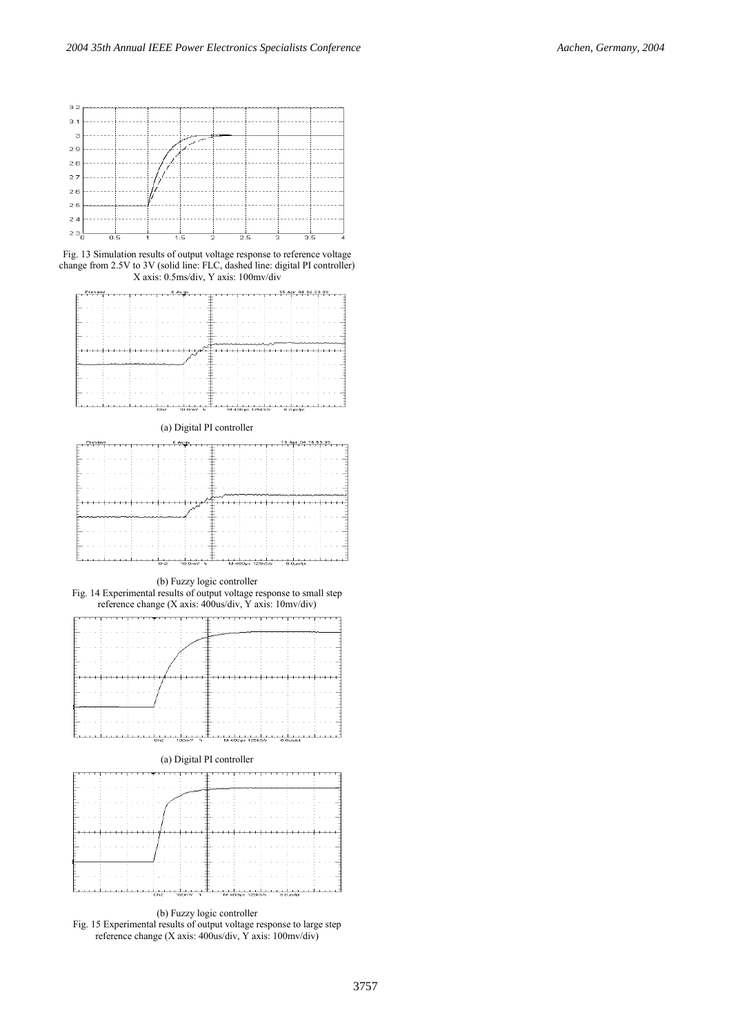3.2
3.1
3
2.9
2.8
2.7
2.6
2.5
2.4
2.3
0 0.5 1 1.5 2 2.5 3 3.5 4

Fig. 13 Simulation results of output voltage response to reference voltage change from 2.5V to 3V (solid line: FLC, dashed line: digital PI controller) X axis: 0.5ms/div, Y axis: 100mv/div

Preview 6 Acqs 15 Apr 04 16:20:06

Ch2 10.0mV M 400µs 125kS/s 8.0µs/pt

(a) Digital PI controller

Preview 6 Acqs 15 Apr 04 15:55:05

Ch2 10.0mV M 400µs 125kS/s 8.0µs/pt

(b) Fuzzy logic controller

Fig. 14 Experimental results of output voltage response to small step reference change (X axis: 400us/div, Y axis: 10mv/div)

Ch2 100mV M 400µs 125kS/s 8.0µs/pt

(a) Digital PI controller

Ch2 100mV M 400µs 125kS/s 8.0µs/pt

(b) Fuzzy logic controller

Fig. 15 Experimental results of output voltage response to large step reference change (X axis: 400us/div, Y axis: 100mv/div)